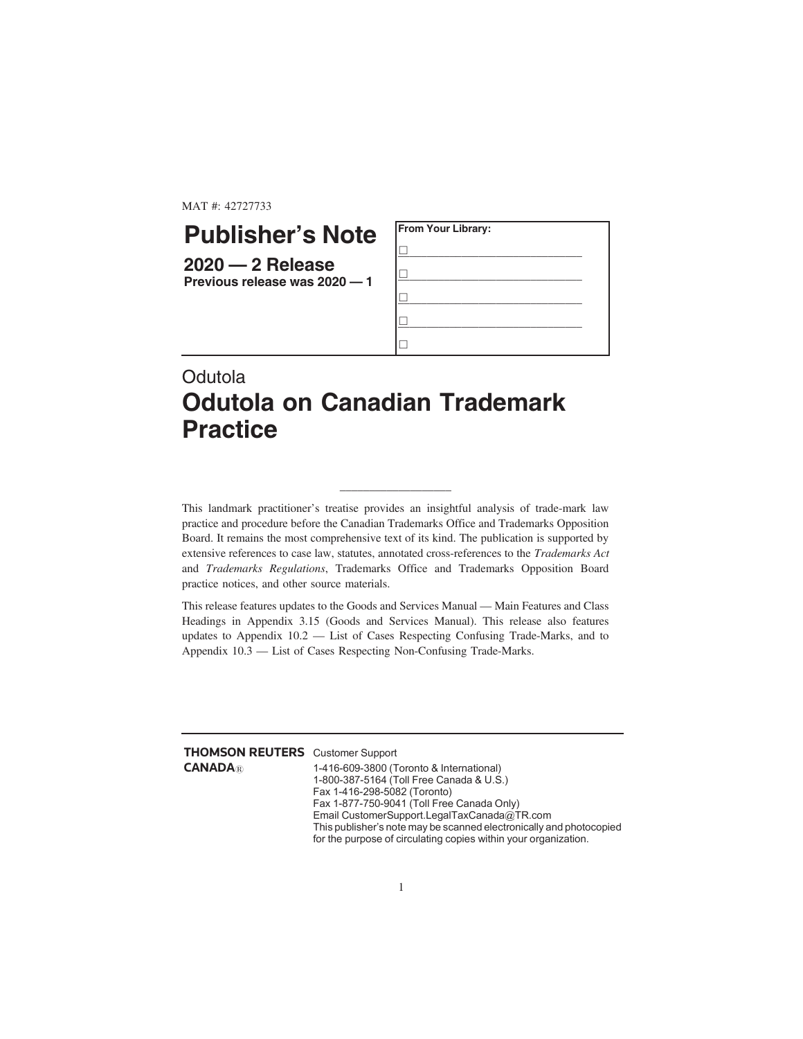MAT #: 42727733

# Publisher's Note

**2020 — 2 Release**
**Previous release was 2020 — 1**

**From Your Library:**

☐ ____________________________

☐ ____________________________

☐ ____________________________

☐ ____________________________

☐

Odutola

# Odutola on Canadian Trademark Practice

---

This landmark practitioner's treatise provides an insightful analysis of trade-mark law practice and procedure before the Canadian Trademarks Office and Trademarks Opposition Board. It remains the most comprehensive text of its kind. The publication is supported by extensive references to case law, statutes, annotated cross-references to the *Trademarks Act* and *Trademarks Regulations*, Trademarks Office and Trademarks Opposition Board practice notices, and other source materials.

This release features updates to the Goods and Services Manual — Main Features and Class Headings in Appendix 3.15 (Goods and Services Manual). This release also features updates to Appendix 10.2 — List of Cases Respecting Confusing Trade-Marks, and to Appendix 10.3 — List of Cases Respecting Non-Confusing Trade-Marks.

---

**THOMSON REUTERS CANADA®**

Customer Support
1-416-609-3800 (Toronto & International)
1-800-387-5164 (Toll Free Canada & U.S.)
Fax 1-416-298-5082 (Toronto)
Fax 1-877-750-9041 (Toll Free Canada Only)
Email CustomerSupport.LegalTaxCanada@TR.com
This publisher's note may be scanned electronically and photocopied for the purpose of circulating copies within your organization.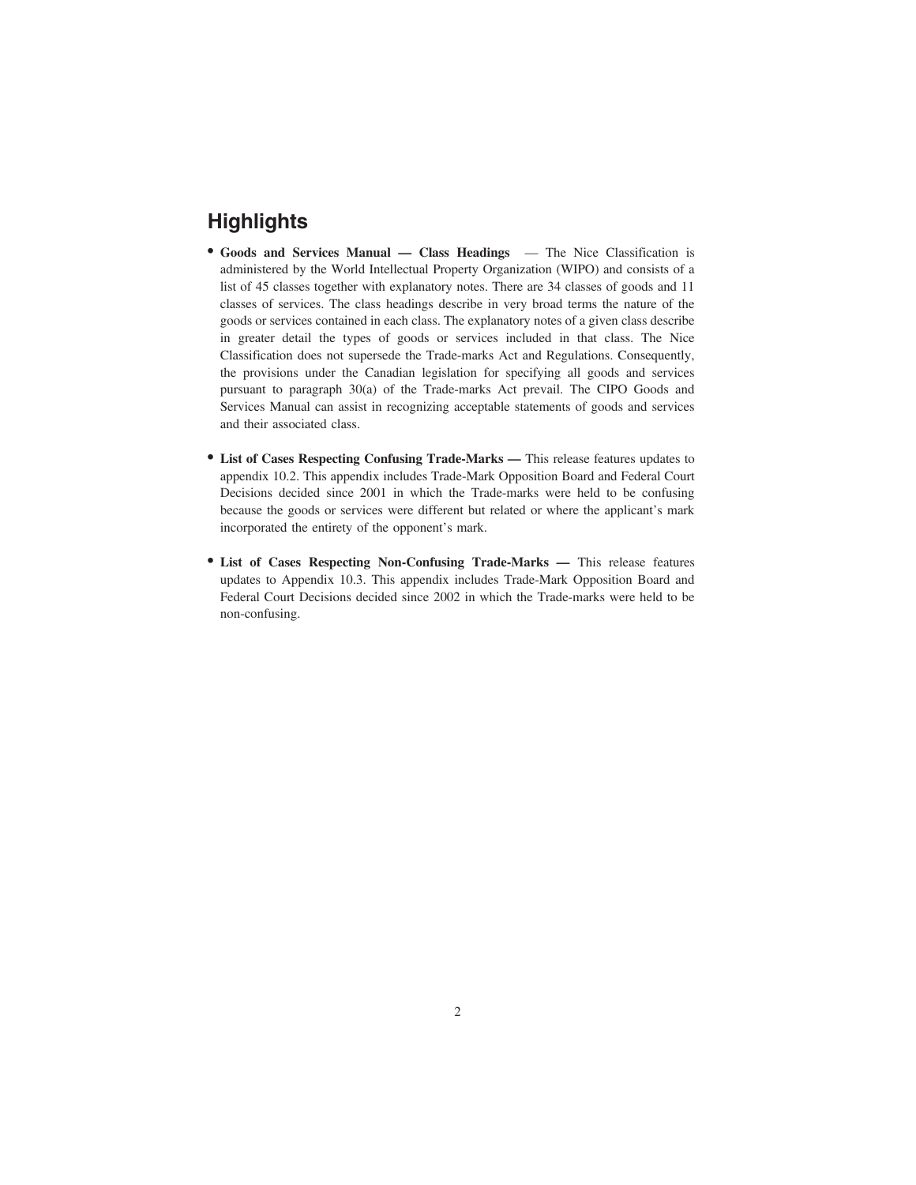## Highlights

- **Goods and Services Manual — Class Headings** — The Nice Classification is administered by the World Intellectual Property Organization (WIPO) and consists of a list of 45 classes together with explanatory notes. There are 34 classes of goods and 11 classes of services. The class headings describe in very broad terms the nature of the goods or services contained in each class. The explanatory notes of a given class describe in greater detail the types of goods or services included in that class. The Nice Classification does not supersede the Trade-marks Act and Regulations. Consequently, the provisions under the Canadian legislation for specifying all goods and services pursuant to paragraph 30(a) of the Trade-marks Act prevail. The CIPO Goods and Services Manual can assist in recognizing acceptable statements of goods and services and their associated class.

- **List of Cases Respecting Confusing Trade-Marks —** This release features updates to appendix 10.2. This appendix includes Trade-Mark Opposition Board and Federal Court Decisions decided since 2001 in which the Trade-marks were held to be confusing because the goods or services were different but related or where the applicant's mark incorporated the entirety of the opponent's mark.

- **List of Cases Respecting Non-Confusing Trade-Marks —** This release features updates to Appendix 10.3. This appendix includes Trade-Mark Opposition Board and Federal Court Decisions decided since 2002 in which the Trade-marks were held to be non-confusing.